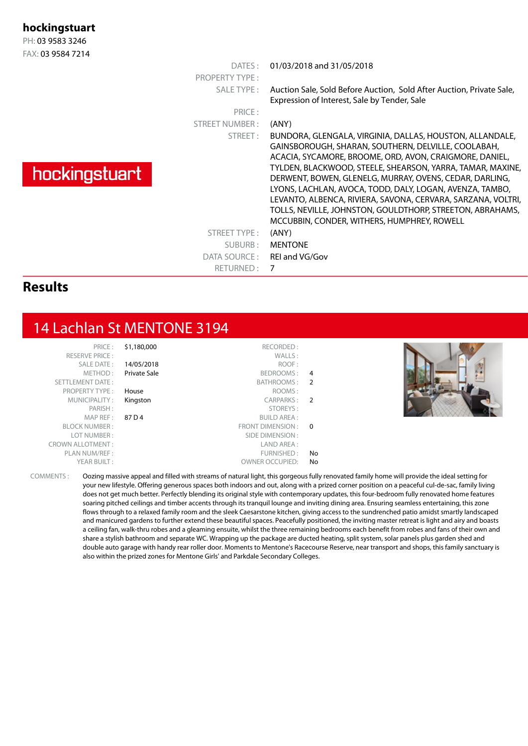**hockingstuart**

PH: 03 9583 3246

FAX: 03 9584 7214

hockingstuart

| | |
|---|---|
| DATES : | 01/03/2018 and 31/05/2018 |
| PROPERTY TYPE : | |
| SALE TYPE : | Auction Sale, Sold Before Auction, Sold After Auction, Private Sale, Expression of Interest, Sale by Tender, Sale |
| PRICE : | |
| STREET NUMBER : | (ANY) |
| STREET : | BUNDORA, GLENGALA, VIRGINIA, DALLAS, HOUSTON, ALLANDALE, GAINSBOROUGH, SHARAN, SOUTHERN, DELVILLE, COOLABAH, ACACIA, SYCAMORE, BROOME, ORD, AVON, CRAIGMORE, DANIEL, TYLDEN, BLACKWOOD, STEELE, SHEARSON, YARRA, TAMAR, MAXINE, DERWENT, BOWEN, GLENELG, MURRAY, OVENS, CEDAR, DARLING, LYONS, LACHLAN, AVOCA, TODD, DALY, LOGAN, AVENZA, TAMBO, LEVANTO, ALBENCA, RIVIERA, SAVONA, CERVARA, SARZANA, VOLTRI, TOLLS, NEVILLE, JOHNSTON, GOULDTHORP, STREETON, ABRAHAMS, MCCUBBIN, CONDER, WITHERS, HUMPHREY, ROWELL |
| STREET TYPE : | (ANY) |
| SUBURB : | MENTONE |
| DATA SOURCE : | REI and VG/Gov |
| RETURNED : | 7 |

## Results

## 14 Lachlan St MENTONE 3194

| | | | |
|---|---|---|---|
| PRICE : | $1,180,000 | RECORDED : | |
| RESERVE PRICE : | | WALLS : | |
| SALE DATE : | 14/05/2018 | ROOF : | |
| METHOD : | Private Sale | BEDROOMS : | 4 |
| SETTLEMENT DATE : | | BATHROOMS : | 2 |
| PROPERTY TYPE : | House | ROOMS : | |
| MUNICIPALITY : | Kingston | CARPARKS : | 2 |
| PARISH : | | STOREYS : | |
| MAP REF : | 87 D 4 | BUILD AREA : | |
| BLOCK NUMBER : | | FRONT DIMENSION : | 0 |
| LOT NUMBER : | | SIDE DIMENSION : | |
| CROWN ALLOTMENT : | | LAND AREA : | |
| PLAN NUM/REF : | | FURNISHED : | No |
| YEAR BUILT : | | OWNER OCCUPIED: | No |

COMMENTS : Oozing massive appeal and filled with streams of natural light, this gorgeous fully renovated family home will provide the ideal setting for your new lifestyle. Offering generous spaces both indoors and out, along with a prized corner position on a peaceful cul-de-sac, family living does not get much better. Perfectly blending its original style with contemporary updates, this four-bedroom fully renovated home features soaring pitched ceilings and timber accents through its tranquil lounge and inviting dining area. Ensuring seamless entertaining, this zone flows through to a relaxed family room and the sleek Caesarstone kitchen, giving access to the sundrenched patio amidst smartly landscaped and manicured gardens to further extend these beautiful spaces. Peacefully positioned, the inviting master retreat is light and airy and boasts a ceiling fan, walk-thru robes and a gleaming ensuite, whilst the three remaining bedrooms each benefit from robes and fans of their own and share a stylish bathroom and separate WC. Wrapping up the package are ducted heating, split system, solar panels plus garden shed and double auto garage with handy rear roller door. Moments to Mentone's Racecourse Reserve, near transport and shops, this family sanctuary is also within the prized zones for Mentone Girls' and Parkdale Secondary Colleges.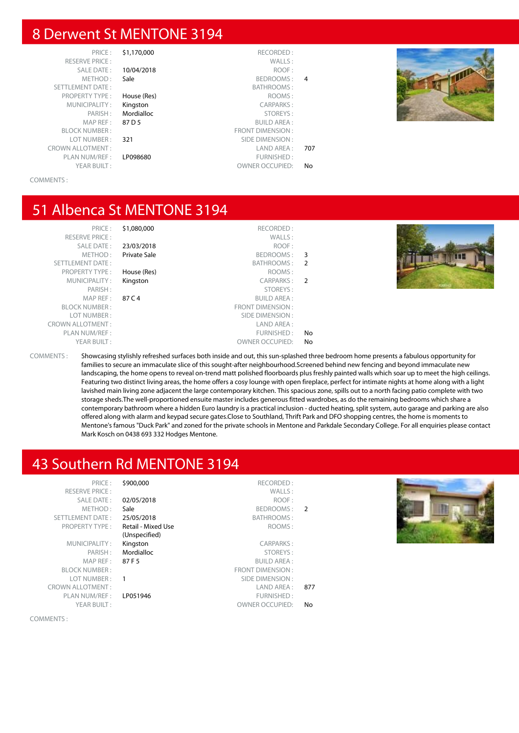## 8 Derwent St MENTONE 3194

| | | | |
|---|---|---|---|
| PRICE : | $1,170,000 | RECORDED : | |
| RESERVE PRICE : | | WALLS : | |
| SALE DATE : | 10/04/2018 | ROOF : | |
| METHOD : | Sale | BEDROOMS : | 4 |
| SETTLEMENT DATE : | | BATHROOMS : | |
| PROPERTY TYPE : | House (Res) | ROOMS : | |
| MUNICIPALITY : | Kingston | CARPARKS : | |
| PARISH : | Mordialloc | STOREYS : | |
| MAP REF : | 87 D 5 | BUILD AREA : | |
| BLOCK NUMBER : | | FRONT DIMENSION : | |
| LOT NUMBER : | 321 | SIDE DIMENSION : | |
| CROWN ALLOTMENT : | | LAND AREA : | 707 |
| PLAN NUM/REF : | LP098680 | FURNISHED : | |
| YEAR BUILT : | | OWNER OCCUPIED: | No |

COMMENTS :

## 51 Albenca St MENTONE 3194

| | | | |
|---|---|---|---|
| PRICE : | $1,080,000 | RECORDED : | |
| RESERVE PRICE : | | WALLS : | |
| SALE DATE : | 23/03/2018 | ROOF : | |
| METHOD : | Private Sale | BEDROOMS : | 3 |
| SETTLEMENT DATE : | | BATHROOMS : | 2 |
| PROPERTY TYPE : | House (Res) | ROOMS : | |
| MUNICIPALITY : | Kingston | CARPARKS : | 2 |
| PARISH : | | STOREYS : | |
| MAP REF : | 87 C 4 | BUILD AREA : | |
| BLOCK NUMBER : | | FRONT DIMENSION : | |
| LOT NUMBER : | | SIDE DIMENSION : | |
| CROWN ALLOTMENT : | | LAND AREA : | |
| PLAN NUM/REF : | | FURNISHED : | No |
| YEAR BUILT : | | OWNER OCCUPIED: | No |

COMMENTS : Showcasing stylishly refreshed surfaces both inside and out, this sun-splashed three bedroom home presents a fabulous opportunity for families to secure an immaculate slice of this sought-after neighbourhood.Screened behind new fencing and beyond immaculate new landscaping, the home opens to reveal on-trend matt polished floorboards plus freshly painted walls which soar up to meet the high ceilings. Featuring two distinct living areas, the home offers a cosy lounge with open fireplace, perfect for intimate nights at home along with a light lavished main living zone adjacent the large contemporary kitchen. This spacious zone, spills out to a north facing patio complete with two storage sheds.The well-proportioned ensuite master includes generous fitted wardrobes, as do the remaining bedrooms which share a contemporary bathroom where a hidden Euro laundry is a practical inclusion - ducted heating, split system, auto garage and parking are also offered along with alarm and keypad secure gates.Close to Southland, Thrift Park and DFO shopping centres, the home is moments to Mentone's famous "Duck Park" and zoned for the private schools in Mentone and Parkdale Secondary College. For all enquiries please contact Mark Kosch on 0438 693 332 Hodges Mentone.

## 43 Southern Rd MENTONE 3194

| | | | |
|---|---|---|---|
| PRICE : | $900,000 | RECORDED : | |
| RESERVE PRICE : | | WALLS : | |
| SALE DATE : | 02/05/2018 | ROOF : | |
| METHOD : | Sale | BEDROOMS : | 2 |
| SETTLEMENT DATE : | 25/05/2018 | BATHROOMS : | |
| PROPERTY TYPE : | Retail - Mixed Use (Unspecified) | ROOMS : | |
| MUNICIPALITY : | Kingston | CARPARKS : | |
| PARISH : | Mordialloc | STOREYS : | |
| MAP REF : | 87 F 5 | BUILD AREA : | |
| BLOCK NUMBER : | | FRONT DIMENSION : | |
| LOT NUMBER : | 1 | SIDE DIMENSION : | |
| CROWN ALLOTMENT : | | LAND AREA : | 877 |
| PLAN NUM/REF : | LP051946 | FURNISHED : | |
| YEAR BUILT : | | OWNER OCCUPIED: | No |

COMMENTS :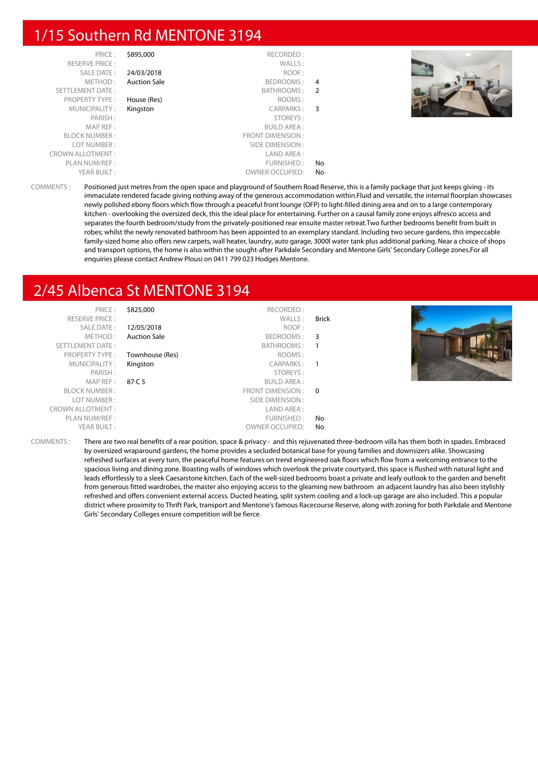## 1/15 Southern Rd MENTONE 3194

| | | | |
|---|---|---|---|
| PRICE : | $895,000 | RECORDED : | |
| RESERVE PRICE : | | WALLS : | |
| SALE DATE : | 24/03/2018 | ROOF : | |
| METHOD : | Auction Sale | BEDROOMS : | 4 |
| SETTLEMENT DATE : | | BATHROOMS : | 2 |
| PROPERTY TYPE : | House (Res) | ROOMS : | |
| MUNICIPALITY : | Kingston | CARPARKS : | 3 |
| PARISH : | | STOREYS : | |
| MAP REF : | | BUILD AREA : | |
| BLOCK NUMBER : | | FRONT DIMENSION : | |
| LOT NUMBER : | | SIDE DIMENSION : | |
| CROWN ALLOTMENT : | | LAND AREA : | |
| PLAN NUM/REF : | | FURNISHED : | No |
| YEAR BUILT : | | OWNER OCCUPIED: | No |

COMMENTS : Positioned just metres from the open space and playground of Southern Road Reserve, this is a family package that just keeps giving - its immaculate rendered facade giving nothing away of the generous accommodation within.Fluid and versatile, the internal floorplan showcases newly polished ebony floors which flow through a peaceful front lounge (OFP) to light-filled dining area and on to a large contemporary kitchen - overlooking the oversized deck, this the ideal place for entertaining. Further on a causal family zone enjoys alfresco access and separates the fourth bedroom/study from the privately-positioned rear ensuite master retreat.Two further bedrooms benefit from built in robes; whilst the newly renovated bathroom has been appointed to an exemplary standard. Including two secure gardens, this impeccable family-sized home also offers new carpets, wall heater, laundry, auto garage, 3000l water tank plus additional parking. Near a choice of shops and transport options, the home is also within the sought-after Parkdale Secondary and Mentone Girls' Secondary College zones.For all enquiries please contact Andrew Plousi on 0411 799 023 Hodges Mentone.

## 2/45 Albenca St MENTONE 3194

| | | | |
|---|---|---|---|
| PRICE : | $825,000 | RECORDED : | |
| RESERVE PRICE : | | WALLS : | Brick |
| SALE DATE : | 12/05/2018 | ROOF : | |
| METHOD : | Auction Sale | BEDROOMS : | 3 |
| SETTLEMENT DATE : | | BATHROOMS : | 1 |
| PROPERTY TYPE : | Townhouse (Res) | ROOMS : | |
| MUNICIPALITY : | Kingston | CARPARKS : | 1 |
| PARISH : | | STOREYS : | |
| MAP REF : | 87 C 5 | BUILD AREA : | |
| BLOCK NUMBER : | | FRONT DIMENSION : | 0 |
| LOT NUMBER : | | SIDE DIMENSION : | |
| CROWN ALLOTMENT : | | LAND AREA : | |
| PLAN NUM/REF : | | FURNISHED : | No |
| YEAR BUILT : | | OWNER OCCUPIED: | No |

COMMENTS : There are two real benefits of a rear position, space & privacy - and this rejuvenated three-bedroom villa has them both in spades. Embraced by oversized wraparound gardens, the home provides a secluded botanical base for young families and downsizers alike. Showcasing refreshed surfaces at every turn, the peaceful home features on trend engineered oak floors which flow from a welcoming entrance to the spacious living and dining zone. Boasting walls of windows which overlook the private courtyard, this space is flushed with natural light and leads effortlessly to a sleek Caesarstone kitchen. Each of the well-sized bedrooms boast a private and leafy outlook to the garden and benefit from generous fitted wardrobes, the master also enjoying access to the gleaming new bathroom an adjacent laundry has also been stylishly refreshed and offers convenient external access. Ducted heating, split system cooling and a lock-up garage are also included. This a popular district where proximity to Thrift Park, transport and Mentone's famous Racecourse Reserve, along with zoning for both Parkdale and Mentone Girls' Secondary Colleges ensure competition will be fierce.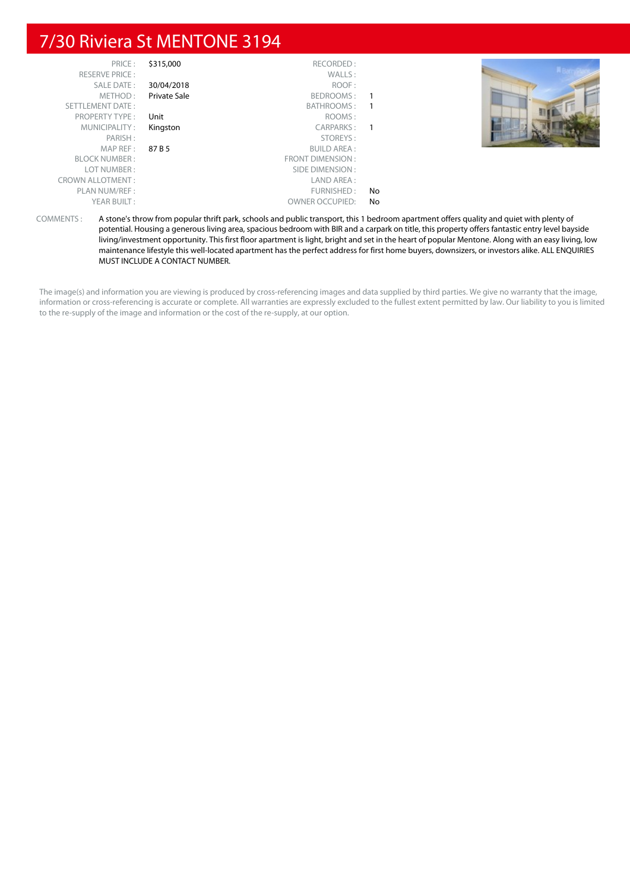# 7/30 Riviera St MENTONE 3194

| | | | |
|---|---|---|---|
| PRICE : | $315,000 | RECORDED : | |
| RESERVE PRICE : | | WALLS : | |
| SALE DATE : | 30/04/2018 | ROOF : | |
| METHOD : | Private Sale | BEDROOMS : | 1 |
| SETTLEMENT DATE : | | BATHROOMS : | 1 |
| PROPERTY TYPE : | Unit | ROOMS : | |
| MUNICIPALITY : | Kingston | CARPARKS : | 1 |
| PARISH : | | STOREYS : | |
| MAP REF : | 87 B 5 | BUILD AREA : | |
| BLOCK NUMBER : | | FRONT DIMENSION : | |
| LOT NUMBER : | | SIDE DIMENSION : | |
| CROWN ALLOTMENT : | | LAND AREA : | |
| PLAN NUM/REF : | | FURNISHED : | No |
| YEAR BUILT : | | OWNER OCCUPIED: | No |

COMMENTS : A stone's throw from popular thrift park, schools and public transport, this 1 bedroom apartment offers quality and quiet with plenty of potential. Housing a generous living area, spacious bedroom with BIR and a carpark on title, this property offers fantastic entry level bayside living/investment opportunity. This first floor apartment is light, bright and set in the heart of popular Mentone. Along with an easy living, low maintenance lifestyle this well-located apartment has the perfect address for first home buyers, downsizers, or investors alike. ALL ENQUIRIES MUST INCLUDE A CONTACT NUMBER.

The image(s) and information you are viewing is produced by cross-referencing images and data supplied by third parties. We give no warranty that the image, information or cross-referencing is accurate or complete. All warranties are expressly excluded to the fullest extent permitted by law. Our liability to you is limited to the re-supply of the image and information or the cost of the re-supply, at our option.